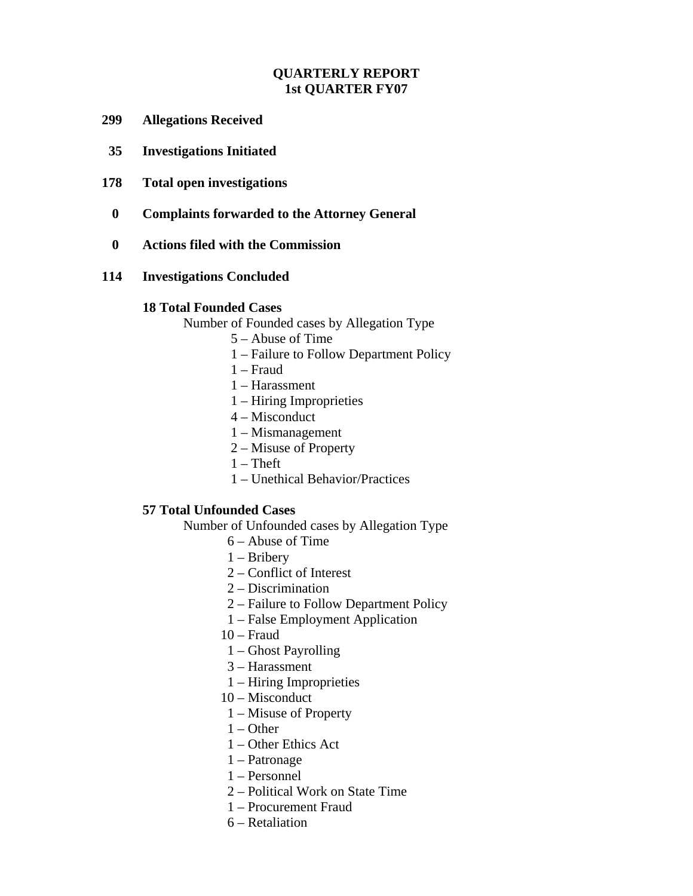# QUARTERLY REPORT
## 1st QUARTER FY07

**299 Allegations Received**

**35 Investigations Initiated**

**178 Total open investigations**

**0 Complaints forwarded to the Attorney General**

**0 Actions filed with the Commission**

**114 Investigations Concluded**

**18 Total Founded Cases**

Number of Founded cases by Allegation Type

- 5 – Abuse of Time
- 1 – Failure to Follow Department Policy
- 1 – Fraud
- 1 – Harassment
- 1 – Hiring Improprieties
- 4 – Misconduct
- 1 – Mismanagement
- 2 – Misuse of Property
- 1 – Theft
- 1 – Unethical Behavior/Practices

**57 Total Unfounded Cases**

Number of Unfounded cases by Allegation Type

- 6 – Abuse of Time
- 1 – Bribery
- 2 – Conflict of Interest
- 2 – Discrimination
- 2 – Failure to Follow Department Policy
- 1 – False Employment Application
- 10 – Fraud
- 1 – Ghost Payrolling
- 3 – Harassment
- 1 – Hiring Improprieties
- 10 – Misconduct
- 1 – Misuse of Property
- 1 – Other
- 1 – Other Ethics Act
- 1 – Patronage
- 1 – Personnel
- 2 – Political Work on State Time
- 1 – Procurement Fraud
- 6 – Retaliation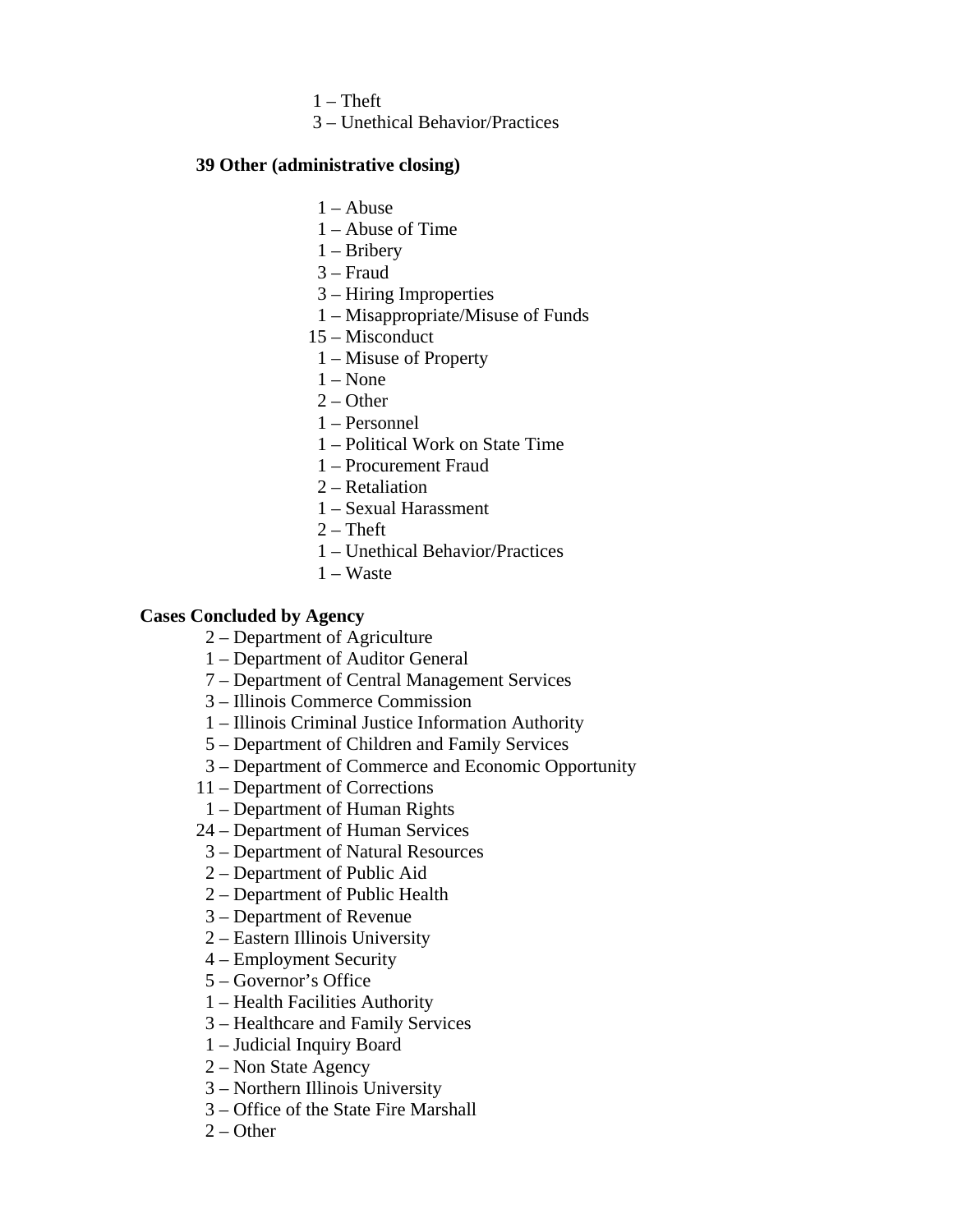1 – Theft
3 – Unethical Behavior/Practices

**39 Other (administrative closing)**

1 – Abuse
1 – Abuse of Time
1 – Bribery
3 – Fraud
3 – Hiring Improperties
1 – Misappropriate/Misuse of Funds
15 – Misconduct
1 – Misuse of Property
1 – None
2 – Other
1 – Personnel
1 – Political Work on State Time
1 – Procurement Fraud
2 – Retaliation
1 – Sexual Harassment
2 – Theft
1 – Unethical Behavior/Practices
1 – Waste

**Cases Concluded by Agency**

2 – Department of Agriculture
1 – Department of Auditor General
7 – Department of Central Management Services
3 – Illinois Commerce Commission
1 – Illinois Criminal Justice Information Authority
5 – Department of Children and Family Services
3 – Department of Commerce and Economic Opportunity
11 – Department of Corrections
1 – Department of Human Rights
24 – Department of Human Services
3 – Department of Natural Resources
2 – Department of Public Aid
2 – Department of Public Health
3 – Department of Revenue
2 – Eastern Illinois University
4 – Employment Security
5 – Governor's Office
1 – Health Facilities Authority
3 – Healthcare and Family Services
1 – Judicial Inquiry Board
2 – Non State Agency
3 – Northern Illinois University
3 – Office of the State Fire Marshall
2 – Other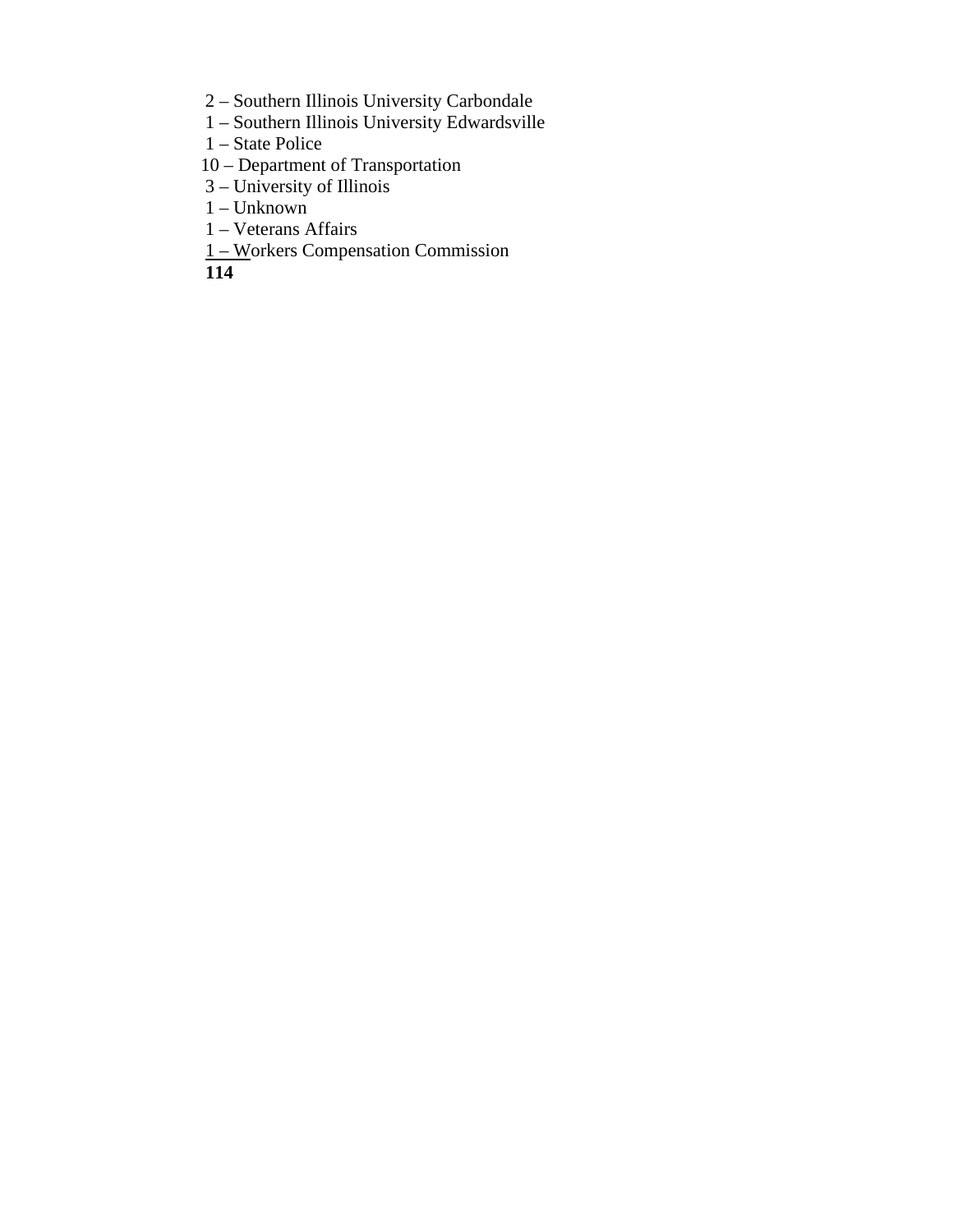2 – Southern Illinois University Carbondale
1 – Southern Illinois University Edwardsville
1 – State Police
10 – Department of Transportation
3 – University of Illinois
1 – Unknown
1 – Veterans Affairs
1 – Workers Compensation Commission
**114**